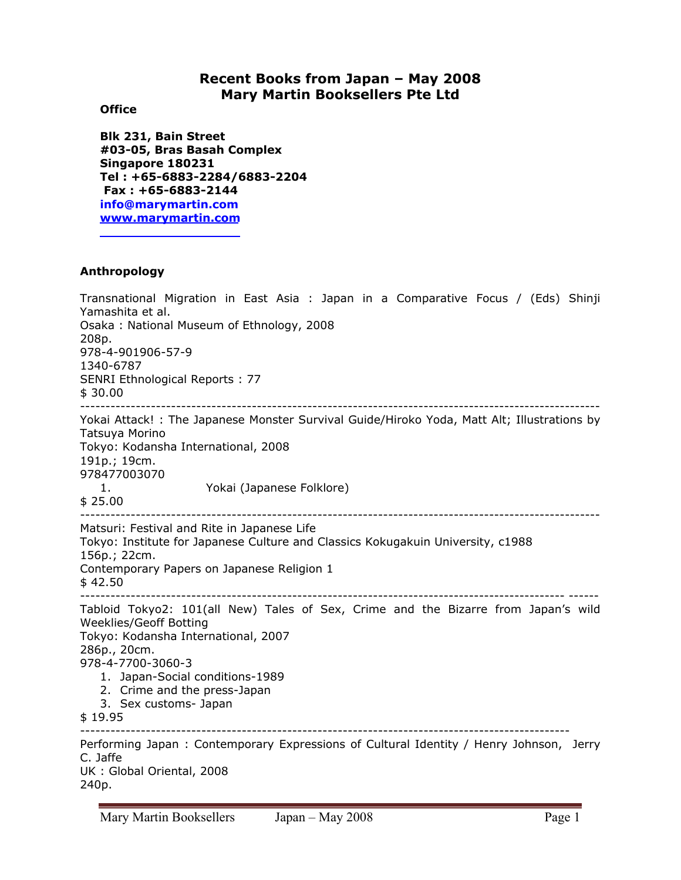# Recent Books from Japan – May 2008
# Mary Martin Booksellers Pte Ltd

**Office**

**Blk 231, Bain Street**
**#03-05, Bras Basah Complex**
**Singapore 180231**
**Tel : +65-6883-2284/6883-2204**
**Fax : +65-6883-2144**
**info@marymartin.com**
**www.marymartin.com**

## Anthropology

Transnational Migration in East Asia : Japan in a Comparative Focus / (Eds) Shinji Yamashita et al.
Osaka : National Museum of Ethnology, 2008
208p.
978-4-901906-57-9
1340-6787
SENRI Ethnological Reports : 77
$ 30.00

---

Yokai Attack! : The Japanese Monster Survival Guide/Hiroko Yoda, Matt Alt; Illustrations by Tatsuya Morino
Tokyo: Kodansha International, 2008
191p.; 19cm.
978477003070

1. Yokai (Japanese Folklore)

$ 25.00

---

Matsuri: Festival and Rite in Japanese Life
Tokyo: Institute for Japanese Culture and Classics Kokugakuin University, c1988
156p.; 22cm.
Contemporary Papers on Japanese Religion 1
$ 42.50

---

Tabloid Tokyo2: 101(all New) Tales of Sex, Crime and the Bizarre from Japan's wild Weeklies/Geoff Botting
Tokyo: Kodansha International, 2007
286p., 20cm.
978-4-7700-3060-3

1. Japan-Social conditions-1989
2. Crime and the press-Japan
3. Sex customs- Japan

$ 19.95

---

Performing Japan : Contemporary Expressions of Cultural Identity / Henry Johnson, Jerry C. Jaffe
UK : Global Oriental, 2008
240p.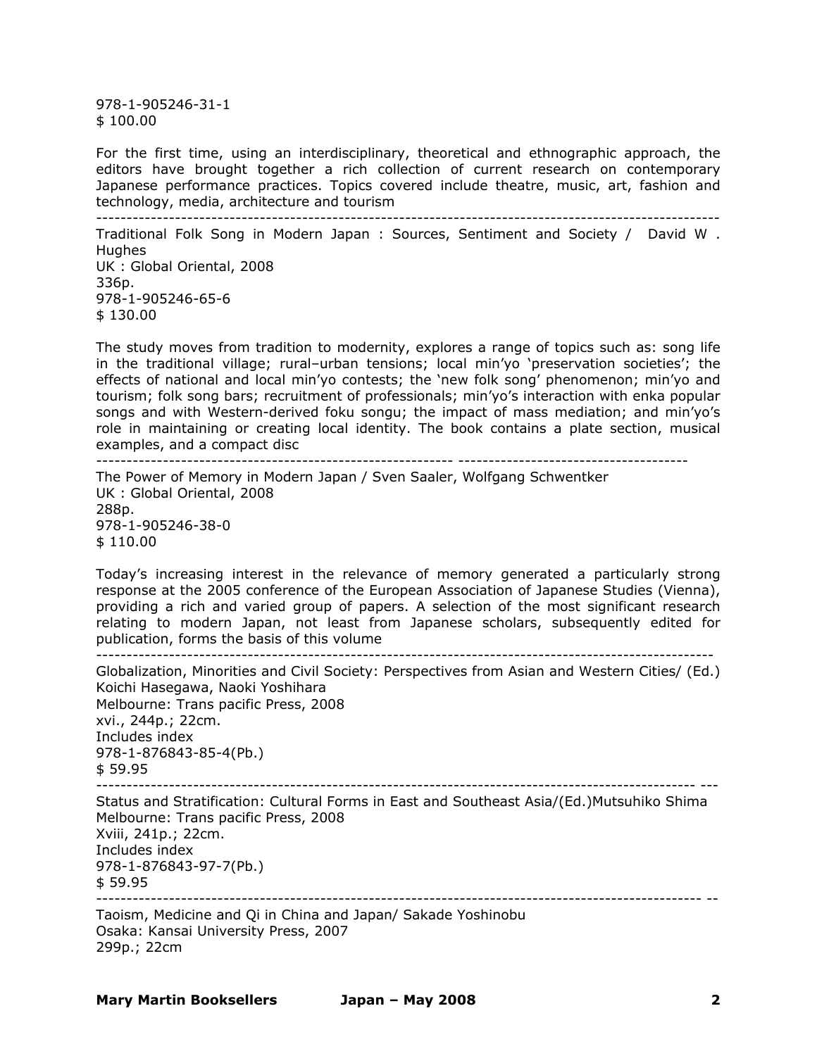978-1-905246-31-1
$ 100.00

For the first time, using an interdisciplinary, theoretical and ethnographic approach, the editors have brought together a rich collection of current research on contemporary Japanese performance practices. Topics covered include theatre, music, art, fashion and technology, media, architecture and tourism

---

Traditional Folk Song in Modern Japan : Sources, Sentiment and Society / David W . Hughes
UK : Global Oriental, 2008
336p.
978-1-905246-65-6
$ 130.00

The study moves from tradition to modernity, explores a range of topics such as: song life in the traditional village; rural–urban tensions; local min'yo 'preservation societies'; the effects of national and local min'yo contests; the 'new folk song' phenomenon; min'yo and tourism; folk song bars; recruitment of professionals; min'yo's interaction with enka popular songs and with Western-derived foku songu; the impact of mass mediation; and min'yo's role in maintaining or creating local identity. The book contains a plate section, musical examples, and a compact disc

---

The Power of Memory in Modern Japan / Sven Saaler, Wolfgang Schwentker
UK : Global Oriental, 2008
288p.
978-1-905246-38-0
$ 110.00

Today's increasing interest in the relevance of memory generated a particularly strong response at the 2005 conference of the European Association of Japanese Studies (Vienna), providing a rich and varied group of papers. A selection of the most significant research relating to modern Japan, not least from Japanese scholars, subsequently edited for publication, forms the basis of this volume

---

Globalization, Minorities and Civil Society: Perspectives from Asian and Western Cities/ (Ed.) Koichi Hasegawa, Naoki Yoshihara
Melbourne: Trans pacific Press, 2008
xvi., 244p.; 22cm.
Includes index
978-1-876843-85-4(Pb.)
$ 59.95

---

Status and Stratification: Cultural Forms in East and Southeast Asia/(Ed.)Mutsuhiko Shima
Melbourne: Trans pacific Press, 2008
Xviii, 241p.; 22cm.
Includes index
978-1-876843-97-7(Pb.)
$ 59.95

---

Taoism, Medicine and Qi in China and Japan/ Sakade Yoshinobu
Osaka: Kansai University Press, 2007
299p.; 22cm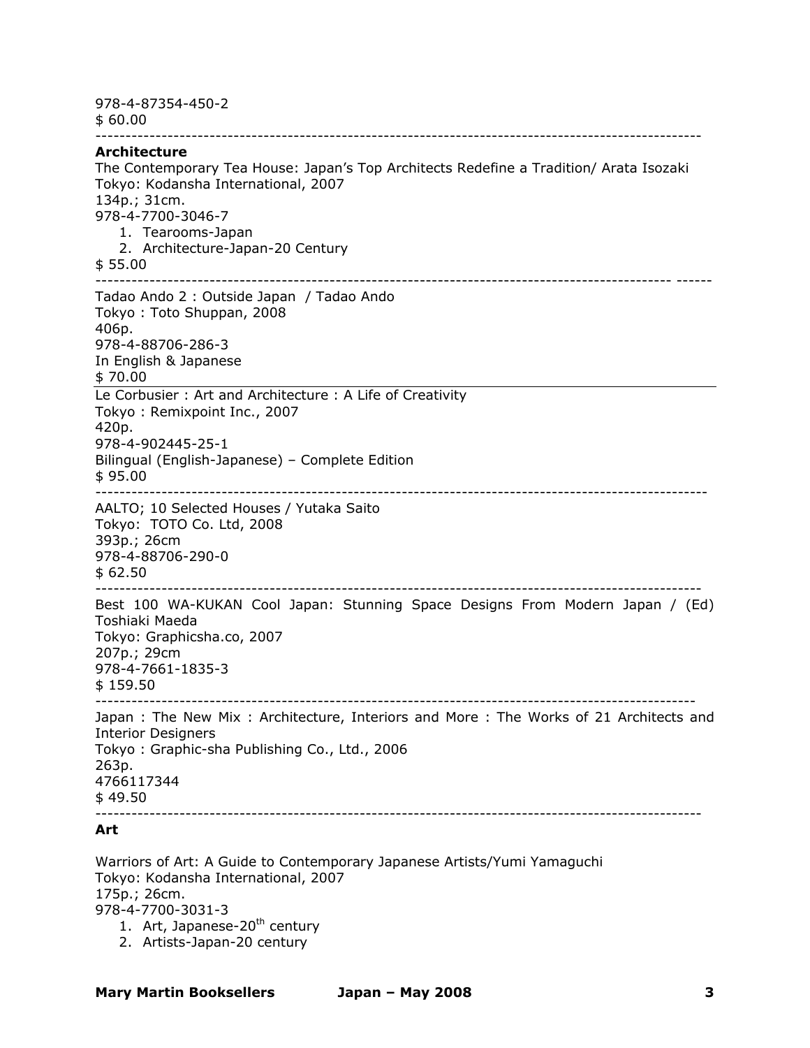978-4-87354-450-2
$ 60.00

---

**Architecture**

The Contemporary Tea House: Japan's Top Architects Redefine a Tradition/ Arata Isozaki
Tokyo: Kodansha International, 2007
134p.; 31cm.
978-4-7700-3046-7

1. Tearooms-Japan
2. Architecture-Japan-20 Century

$ 55.00

---

Tadao Ando 2 : Outside Japan / Tadao Ando
Tokyo : Toto Shuppan, 2008
406p.
978-4-88706-286-3
In English & Japanese
$ 70.00

---

Le Corbusier : Art and Architecture : A Life of Creativity
Tokyo : Remixpoint Inc., 2007
420p.
978-4-902445-25-1
Bilingual (English-Japanese) – Complete Edition
$ 95.00

---

AALTO; 10 Selected Houses / Yutaka Saito
Tokyo: TOTO Co. Ltd, 2008
393p.; 26cm
978-4-88706-290-0
$ 62.50

---

Best 100 WA-KUKAN Cool Japan: Stunning Space Designs From Modern Japan / (Ed) Toshiaki Maeda
Tokyo: Graphicsha.co, 2007
207p.; 29cm
978-4-7661-1835-3
$ 159.50

---

Japan : The New Mix : Architecture, Interiors and More : The Works of 21 Architects and Interior Designers
Tokyo : Graphic-sha Publishing Co., Ltd., 2006
263p.
4766117344
$ 49.50

---

**Art**

Warriors of Art: A Guide to Contemporary Japanese Artists/Yumi Yamaguchi
Tokyo: Kodansha International, 2007
175p.; 26cm.
978-4-7700-3031-3

1. Art, Japanese-20th century
2. Artists-Japan-20 century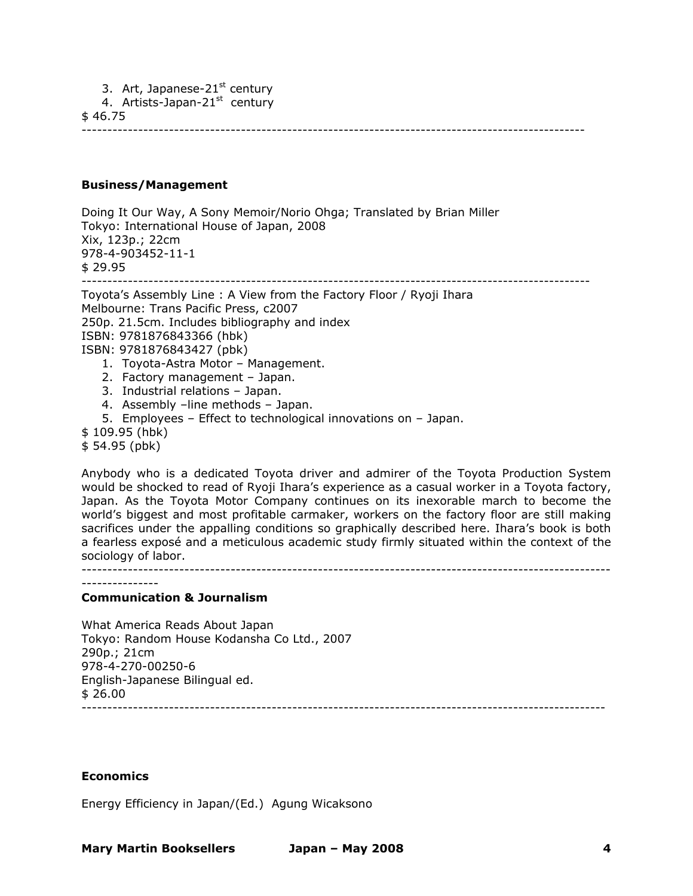3. Art, Japanese-21st century
4. Artists-Japan-21st century

$ 46.75

---

**Business/Management**

Doing It Our Way, A Sony Memoir/Norio Ohga; Translated by Brian Miller
Tokyo: International House of Japan, 2008
Xix, 123p.; 22cm
978-4-903452-11-1
$ 29.95

---

Toyota's Assembly Line : A View from the Factory Floor / Ryoji Ihara
Melbourne: Trans Pacific Press, c2007
250p. 21.5cm. Includes bibliography and index
ISBN: 9781876843366 (hbk)
ISBN: 9781876843427 (pbk)

1. Toyota-Astra Motor – Management.
2. Factory management – Japan.
3. Industrial relations – Japan.
4. Assembly –line methods – Japan.
5. Employees – Effect to technological innovations on – Japan.

$ 109.95 (hbk)
$ 54.95 (pbk)

Anybody who is a dedicated Toyota driver and admirer of the Toyota Production System would be shocked to read of Ryoji Ihara's experience as a casual worker in a Toyota factory, Japan. As the Toyota Motor Company continues on its inexorable march to become the world's biggest and most profitable carmaker, workers on the factory floor are still making sacrifices under the appalling conditions so graphically described here. Ihara's book is both a fearless exposé and a meticulous academic study firmly situated within the context of the sociology of labor.

---

**Communication & Journalism**

What America Reads About Japan
Tokyo: Random House Kodansha Co Ltd., 2007
290p.; 21cm
978-4-270-00250-6
English-Japanese Bilingual ed.
$ 26.00

---

**Economics**

Energy Efficiency in Japan/(Ed.) Agung Wicaksono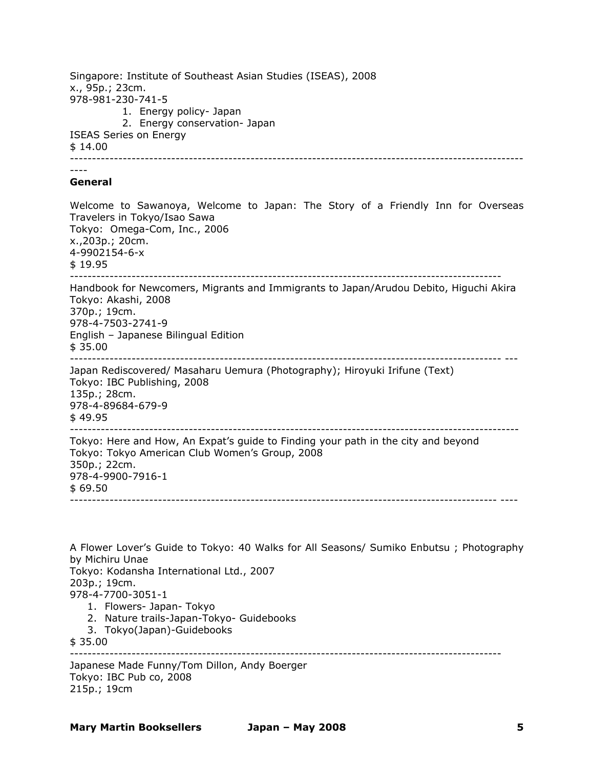Singapore: Institute of Southeast Asian Studies (ISEAS), 2008
x., 95p.; 23cm.
978-981-230-741-5

1. Energy policy- Japan
2. Energy conservation- Japan

ISEAS Series on Energy
$ 14.00

---

## General

Welcome to Sawanoya, Welcome to Japan: The Story of a Friendly Inn for Overseas Travelers in Tokyo/Isao Sawa
Tokyo: Omega-Com, Inc., 2006
x.,203p.; 20cm.
4-9902154-6-x
$ 19.95

---

Handbook for Newcomers, Migrants and Immigrants to Japan/Arudou Debito, Higuchi Akira
Tokyo: Akashi, 2008
370p.; 19cm.
978-4-7503-2741-9
English – Japanese Bilingual Edition
$ 35.00

---

Japan Rediscovered/ Masaharu Uemura (Photography); Hiroyuki Irifune (Text)
Tokyo: IBC Publishing, 2008
135p.; 28cm.
978-4-89684-679-9
$ 49.95

---

Tokyo: Here and How, An Expat's guide to Finding your path in the city and beyond
Tokyo: Tokyo American Club Women's Group, 2008
350p.; 22cm.
978-4-9900-7916-1
$ 69.50

---

A Flower Lover's Guide to Tokyo: 40 Walks for All Seasons/ Sumiko Enbutsu ; Photography by Michiru Unae
Tokyo: Kodansha International Ltd., 2007
203p.; 19cm.
978-4-7700-3051-1

1. Flowers- Japan- Tokyo
2. Nature trails-Japan-Tokyo- Guidebooks
3. Tokyo(Japan)-Guidebooks

$ 35.00

---

Japanese Made Funny/Tom Dillon, Andy Boerger
Tokyo: IBC Pub co, 2008
215p.; 19cm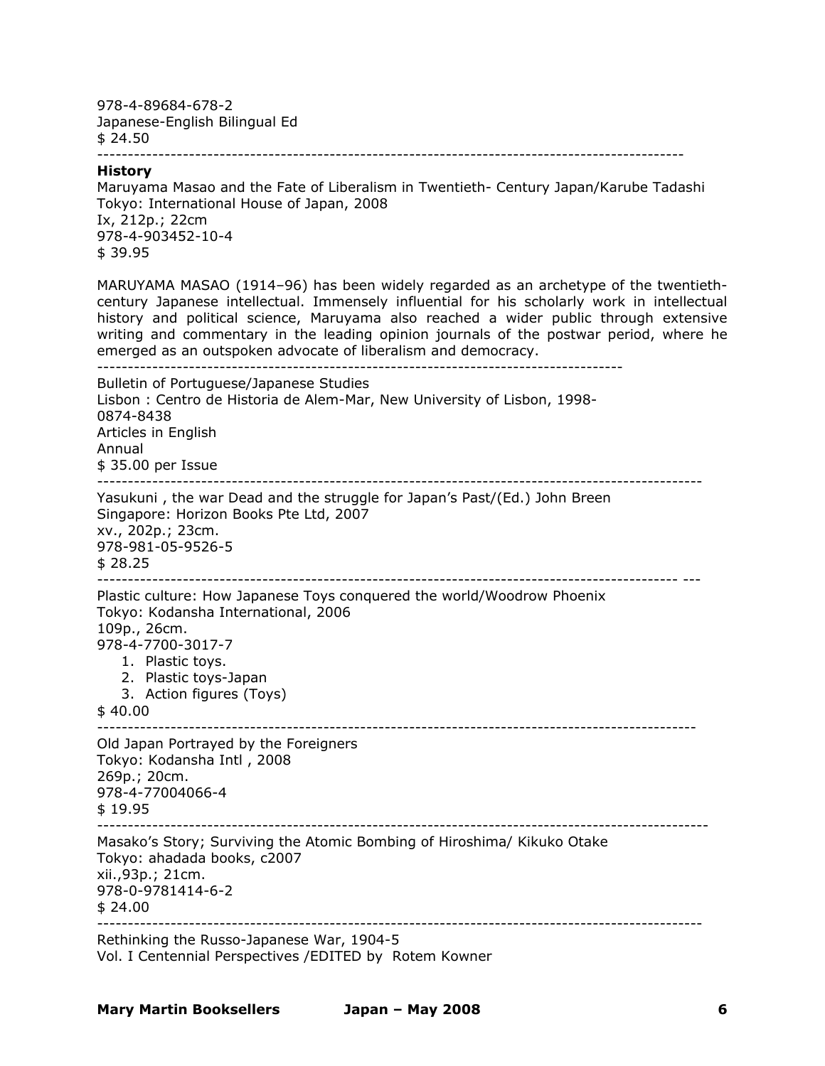978-4-89684-678-2
Japanese-English Bilingual Ed
$ 24.50

---

**History**

Maruyama Masao and the Fate of Liberalism in Twentieth- Century Japan/Karube Tadashi
Tokyo: International House of Japan, 2008
Ix, 212p.; 22cm
978-4-903452-10-4
$ 39.95

MARUYAMA MASAO (1914–96) has been widely regarded as an archetype of the twentieth-century Japanese intellectual. Immensely influential for his scholarly work in intellectual history and political science, Maruyama also reached a wider public through extensive writing and commentary in the leading opinion journals of the postwar period, where he emerged as an outspoken advocate of liberalism and democracy.

---

Bulletin of Portuguese/Japanese Studies
Lisbon : Centro de Historia de Alem-Mar, New University of Lisbon, 1998-
0874-8438
Articles in English
Annual
$ 35.00 per Issue

---

Yasukuni , the war Dead and the struggle for Japan's Past/(Ed.) John Breen
Singapore: Horizon Books Pte Ltd, 2007
xv., 202p.; 23cm.
978-981-05-9526-5
$ 28.25

---

Plastic culture: How Japanese Toys conquered the world/Woodrow Phoenix
Tokyo: Kodansha International, 2006
109p., 26cm.
978-4-7700-3017-7

1. Plastic toys.
2. Plastic toys-Japan
3. Action figures (Toys)

$ 40.00

---

Old Japan Portrayed by the Foreigners
Tokyo: Kodansha Intl , 2008
269p.; 20cm.
978-4-77004066-4
$ 19.95

---

Masako's Story; Surviving the Atomic Bombing of Hiroshima/ Kikuko Otake
Tokyo: ahadada books, c2007
xii.,93p.; 21cm.
978-0-9781414-6-2
$ 24.00

---

Rethinking the Russo-Japanese War, 1904-5
Vol. I Centennial Perspectives /EDITED by Rotem Kowner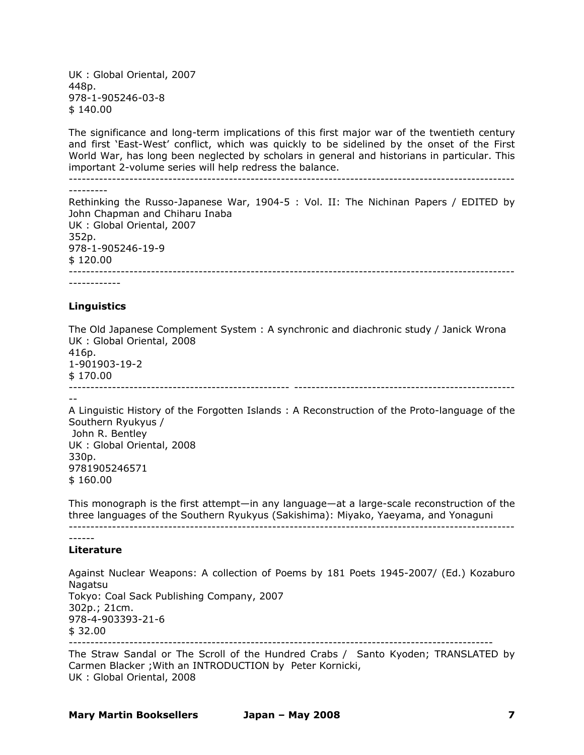UK : Global Oriental, 2007
448p.
978-1-905246-03-8
$ 140.00

The significance and long-term implications of this first major war of the twentieth century and first 'East-West' conflict, which was quickly to be sidelined by the onset of the First World War, has long been neglected by scholars in general and historians in particular. This important 2-volume series will help redress the balance.

---

Rethinking the Russo-Japanese War, 1904-5 : Vol. II: The Nichinan Papers / EDITED by John Chapman and Chiharu Inaba
UK : Global Oriental, 2007
352p.
978-1-905246-19-9
$ 120.00

---

### Linguistics

The Old Japanese Complement System : A synchronic and diachronic study / Janick Wrona
UK : Global Oriental, 2008
416p.
1-901903-19-2
$ 170.00

---

A Linguistic History of the Forgotten Islands : A Reconstruction of the Proto-language of the Southern Ryukyus / John R. Bentley
UK : Global Oriental, 2008
330p.
9781905246571
$ 160.00

This monograph is the first attempt—in any language—at a large-scale reconstruction of the three languages of the Southern Ryukyus (Sakishima): Miyako, Yaeyama, and Yonaguni

---

### Literature

Against Nuclear Weapons: A collection of Poems by 181 Poets 1945-2007/ (Ed.) Kozaburo Nagatsu
Tokyo: Coal Sack Publishing Company, 2007
302p.; 21cm.
978-4-903393-21-6
$ 32.00

---

The Straw Sandal or The Scroll of the Hundred Crabs / Santo Kyoden; TRANSLATED by Carmen Blacker ;With an INTRODUCTION by Peter Kornicki,
UK : Global Oriental, 2008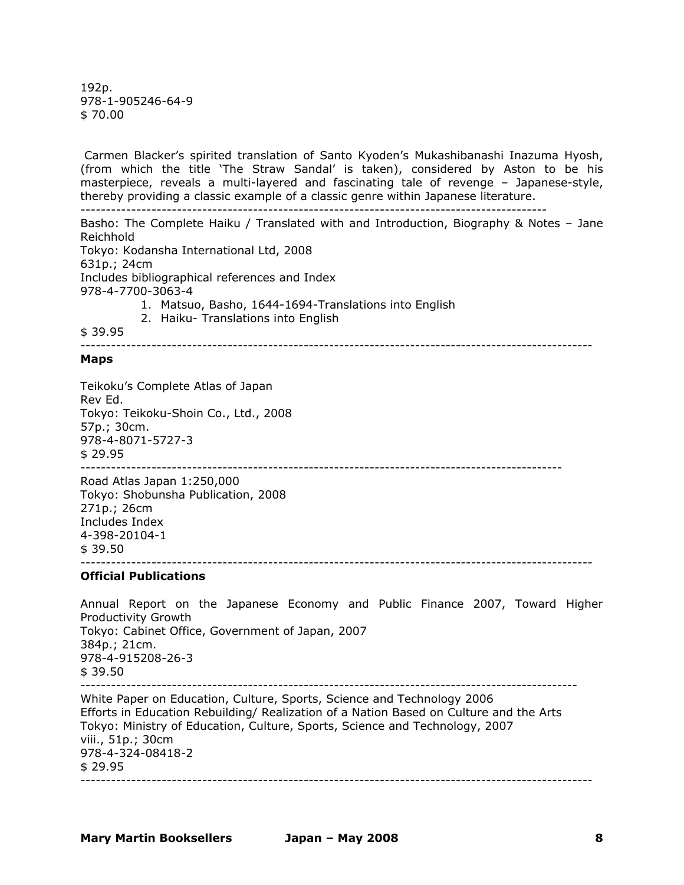192p.
978-1-905246-64-9
$ 70.00

Carmen Blacker's spirited translation of Santo Kyoden's Mukashibanashi Inazuma Hyosh, (from which the title 'The Straw Sandal' is taken), considered by Aston to be his masterpiece, reveals a multi-layered and fascinating tale of revenge – Japanese-style, thereby providing a classic example of a classic genre within Japanese literature.

---

Basho: The Complete Haiku / Translated with and Introduction, Biography & Notes – Jane Reichhold
Tokyo: Kodansha International Ltd, 2008
631p.; 24cm
Includes bibliographical references and Index
978-4-7700-3063-4

1. Matsuo, Basho, 1644-1694-Translations into English
2. Haiku- Translations into English

$ 39.95

---

**Maps**

Teikoku's Complete Atlas of Japan
Rev Ed.
Tokyo: Teikoku-Shoin Co., Ltd., 2008
57p.; 30cm.
978-4-8071-5727-3
$ 29.95

---

Road Atlas Japan 1:250,000
Tokyo: Shobunsha Publication, 2008
271p.; 26cm
Includes Index
4-398-20104-1
$ 39.50

---

**Official Publications**

Annual Report on the Japanese Economy and Public Finance 2007, Toward Higher Productivity Growth
Tokyo: Cabinet Office, Government of Japan, 2007
384p.; 21cm.
978-4-915208-26-3
$ 39.50

---

White Paper on Education, Culture, Sports, Science and Technology 2006
Efforts in Education Rebuilding/ Realization of a Nation Based on Culture and the Arts
Tokyo: Ministry of Education, Culture, Sports, Science and Technology, 2007
viii., 51p.; 30cm
978-4-324-08418-2
$ 29.95

---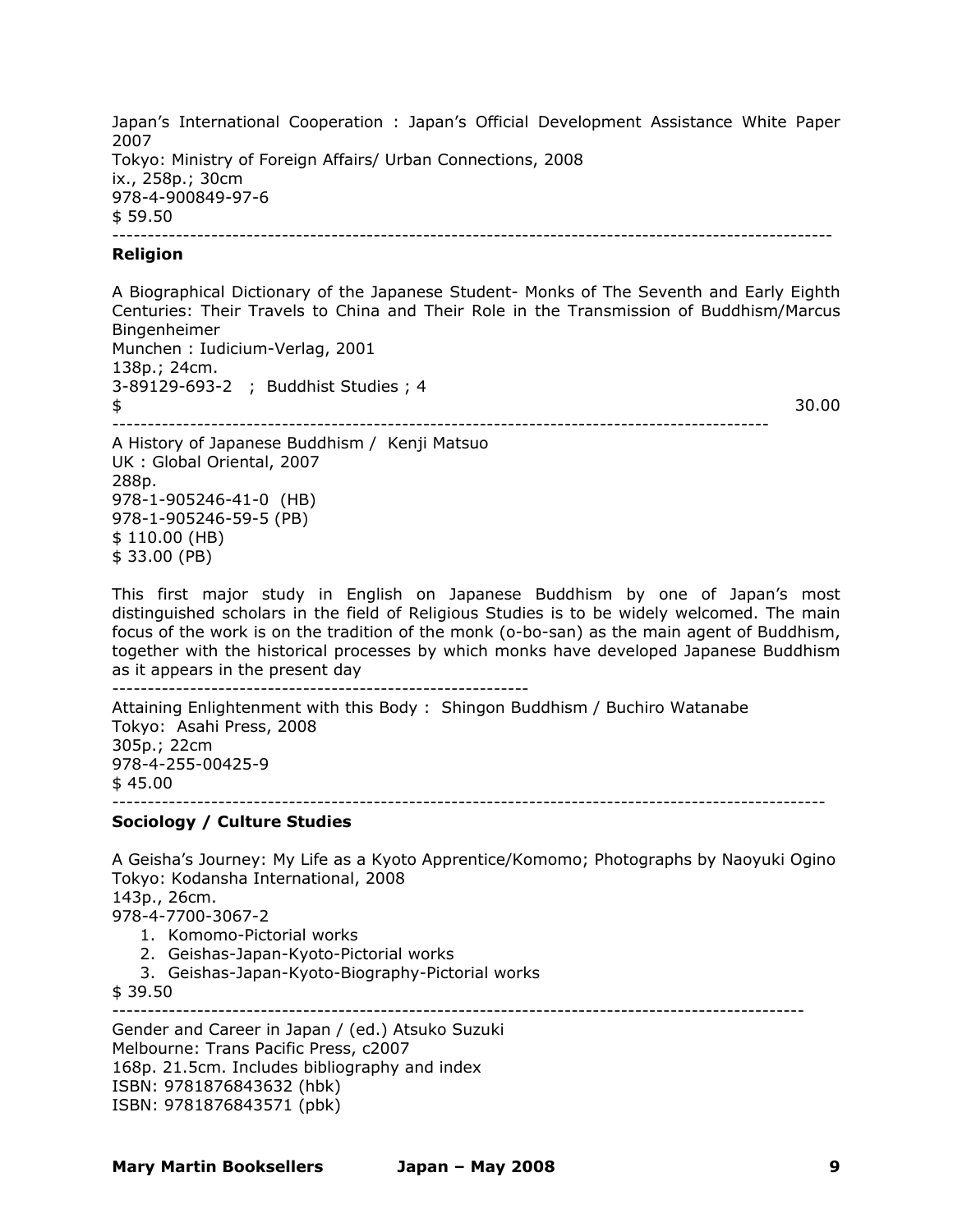Japan's International Cooperation : Japan's Official Development Assistance White Paper 2007
Tokyo: Ministry of Foreign Affairs/ Urban Connections, 2008
ix., 258p.; 30cm
978-4-900849-97-6
$ 59.50

---

**Religion**

A Biographical Dictionary of the Japanese Student- Monks of The Seventh and Early Eighth Centuries: Their Travels to China and Their Role in the Transmission of Buddhism/Marcus Bingenheimer
Munchen : Iudicium-Verlag, 2001
138p.; 24cm.
3-89129-693-2 ; Buddhist Studies ; 4
$ 30.00

---

A History of Japanese Buddhism / Kenji Matsuo
UK : Global Oriental, 2007
288p.
978-1-905246-41-0 (HB)
978-1-905246-59-5 (PB)
$ 110.00 (HB)
$ 33.00 (PB)

This first major study in English on Japanese Buddhism by one of Japan's most distinguished scholars in the field of Religious Studies is to be widely welcomed. The main focus of the work is on the tradition of the monk (o-bo-san) as the main agent of Buddhism, together with the historical processes by which monks have developed Japanese Buddhism as it appears in the present day

---

Attaining Enlightenment with this Body : Shingon Buddhism / Buchiro Watanabe
Tokyo: Asahi Press, 2008
305p.; 22cm
978-4-255-00425-9
$ 45.00

---

**Sociology / Culture Studies**

A Geisha's Journey: My Life as a Kyoto Apprentice/Komomo; Photographs by Naoyuki Ogino
Tokyo: Kodansha International, 2008
143p., 26cm.
978-4-7700-3067-2

1. Komomo-Pictorial works
2. Geishas-Japan-Kyoto-Pictorial works
3. Geishas-Japan-Kyoto-Biography-Pictorial works

$ 39.50

---

Gender and Career in Japan / (ed.) Atsuko Suzuki
Melbourne: Trans Pacific Press, c2007
168p. 21.5cm. Includes bibliography and index
ISBN: 9781876843632 (hbk)
ISBN: 9781876843571 (pbk)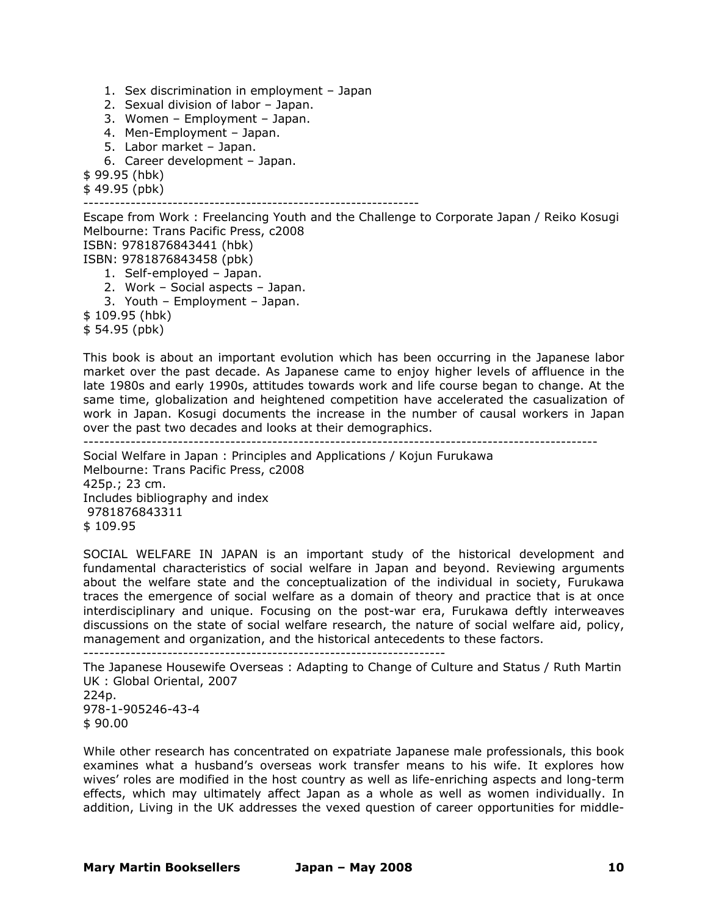1. Sex discrimination in employment – Japan
2. Sexual division of labor – Japan.
3. Women – Employment – Japan.
4. Men-Employment – Japan.
5. Labor market – Japan.
6. Career development – Japan.

$ 99.95 (hbk)
$ 49.95 (pbk)

---

Escape from Work : Freelancing Youth and the Challenge to Corporate Japan / Reiko Kosugi
Melbourne: Trans Pacific Press, c2008
ISBN: 9781876843441 (hbk)
ISBN: 9781876843458 (pbk)

1. Self-employed – Japan.
2. Work – Social aspects – Japan.
3. Youth – Employment – Japan.

$ 109.95 (hbk)
$ 54.95 (pbk)

This book is about an important evolution which has been occurring in the Japanese labor market over the past decade. As Japanese came to enjoy higher levels of affluence in the late 1980s and early 1990s, attitudes towards work and life course began to change. At the same time, globalization and heightened competition have accelerated the casualization of work in Japan. Kosugi documents the increase in the number of causal workers in Japan over the past two decades and looks at their demographics.

---

Social Welfare in Japan : Principles and Applications / Kojun Furukawa
Melbourne: Trans Pacific Press, c2008
425p.; 23 cm.
Includes bibliography and index
9781876843311
$ 109.95

SOCIAL WELFARE IN JAPAN is an important study of the historical development and fundamental characteristics of social welfare in Japan and beyond. Reviewing arguments about the welfare state and the conceptualization of the individual in society, Furukawa traces the emergence of social welfare as a domain of theory and practice that is at once interdisciplinary and unique. Focusing on the post-war era, Furukawa deftly interweaves discussions on the state of social welfare research, the nature of social welfare aid, policy, management and organization, and the historical antecedents to these factors.

---

The Japanese Housewife Overseas : Adapting to Change of Culture and Status / Ruth Martin
UK : Global Oriental, 2007
224p.
978-1-905246-43-4
$ 90.00

While other research has concentrated on expatriate Japanese male professionals, this book examines what a husband's overseas work transfer means to his wife. It explores how wives' roles are modified in the host country as well as life-enriching aspects and long-term effects, which may ultimately affect Japan as a whole as well as women individually. In addition, Living in the UK addresses the vexed question of career opportunities for middle-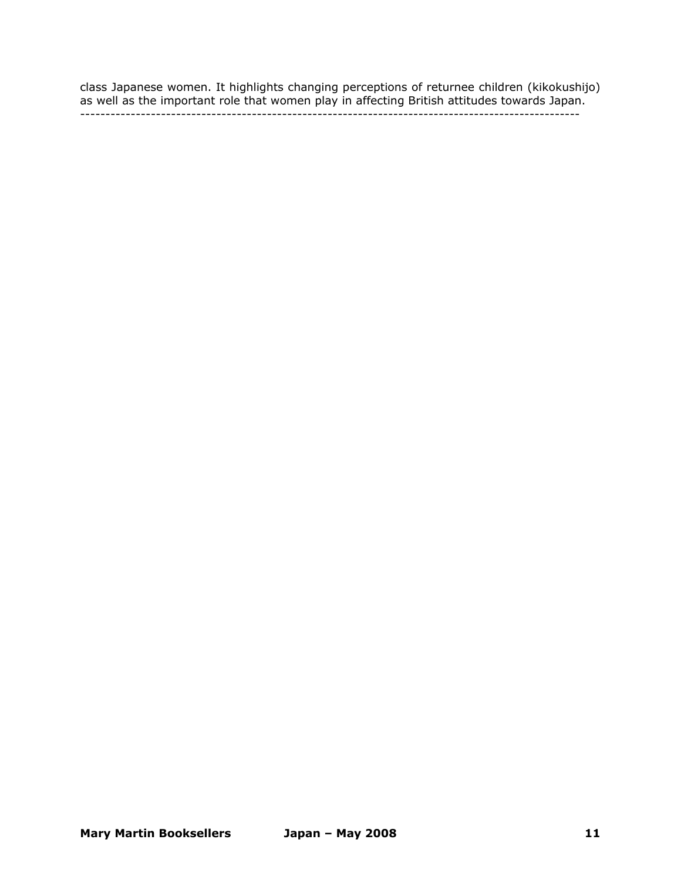class Japanese women. It highlights changing perceptions of returnee children (kikokushijo) as well as the important role that women play in affecting British attitudes towards Japan.

-----------------------------------------------------------------------------------------------------